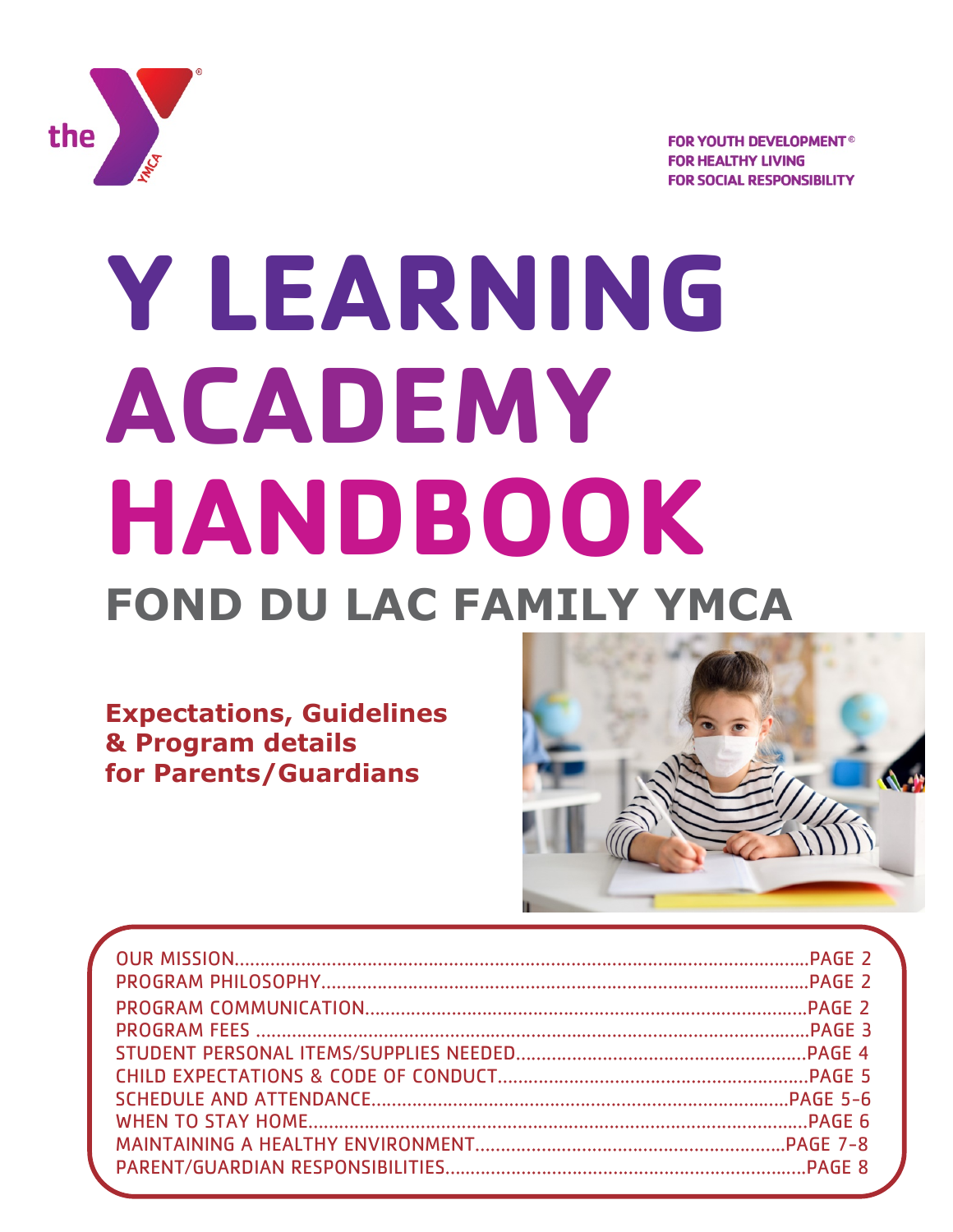FOR YOUTH DEVELOPMENT®
FOR HEALTHY LIVING
FOR SOCIAL RESPONSIBILITY

# Y LEARNING ACADEMY HANDBOOK

## FOND DU LAC FAMILY YMCA

**Expectations, Guidelines & Program details for Parents/Guardians**

| | |
|---|---|
| OUR MISSION | PAGE 2 |
| PROGRAM PHILOSOPHY | PAGE 2 |
| PROGRAM COMMUNICATION | PAGE 2 |
| PROGRAM FEES | PAGE 3 |
| STUDENT PERSONAL ITEMS/SUPPLIES NEEDED | PAGE 4 |
| CHILD EXPECTATIONS & CODE OF CONDUCT | PAGE 5 |
| SCHEDULE AND ATTENDANCE | PAGE 5-6 |
| WHEN TO STAY HOME | PAGE 6 |
| MAINTAINING A HEALTHY ENVIRONMENT | PAGE 7-8 |
| PARENT/GUARDIAN RESPONSIBILITIES | PAGE 8 |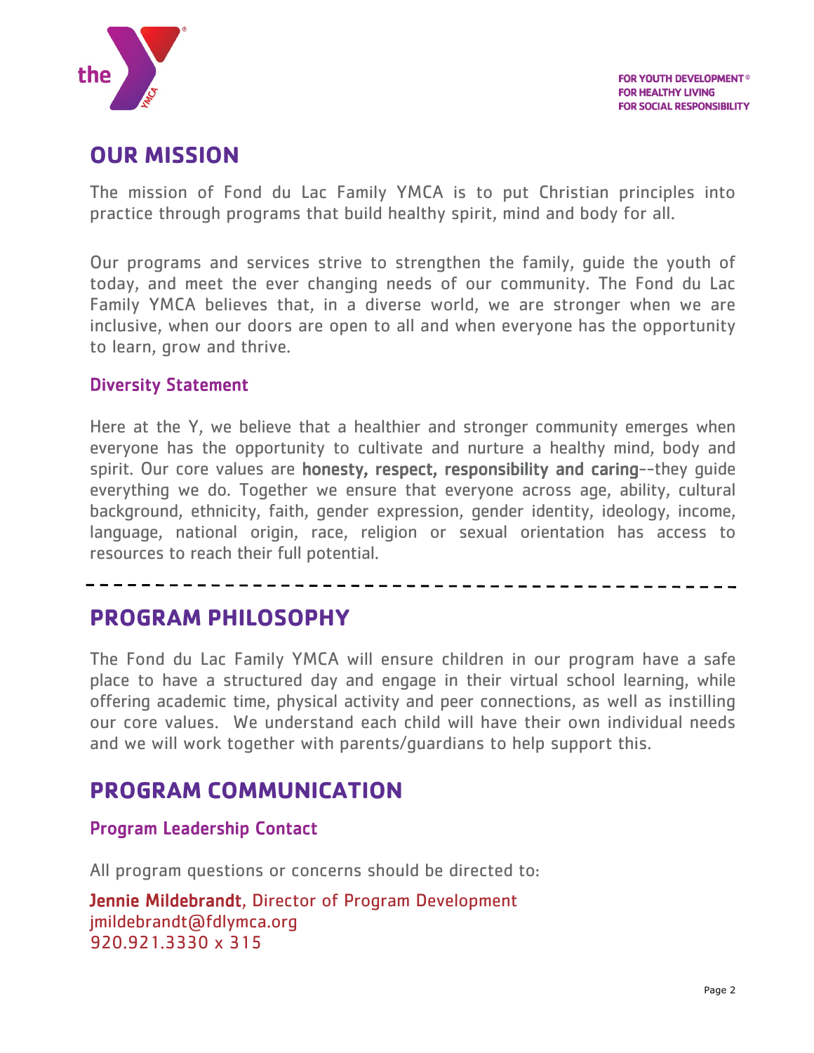FOR YOUTH DEVELOPMENT®
FOR HEALTHY LIVING
FOR SOCIAL RESPONSIBILITY

# OUR MISSION

The mission of Fond du Lac Family YMCA is to put Christian principles into practice through programs that build healthy spirit, mind and body for all.

Our programs and services strive to strengthen the family, guide the youth of today, and meet the ever changing needs of our community. The Fond du Lac Family YMCA believes that, in a diverse world, we are stronger when we are inclusive, when our doors are open to all and when everyone has the opportunity to learn, grow and thrive.

### Diversity Statement

Here at the Y, we believe that a healthier and stronger community emerges when everyone has the opportunity to cultivate and nurture a healthy mind, body and spirit. Our core values are **honesty, respect, responsibility and caring**--they guide everything we do. Together we ensure that everyone across age, ability, cultural background, ethnicity, faith, gender expression, gender identity, ideology, income, language, national origin, race, religion or sexual orientation has access to resources to reach their full potential.

---

# PROGRAM PHILOSOPHY

The Fond du Lac Family YMCA will ensure children in our program have a safe place to have a structured day and engage in their virtual school learning, while offering academic time, physical activity and peer connections, as well as instilling our core values. We understand each child will have their own individual needs and we will work together with parents/guardians to help support this.

# PROGRAM COMMUNICATION

### Program Leadership Contact

All program questions or concerns should be directed to:

**Jennie Mildebrandt**, Director of Program Development
jmildebrandt@fdlymca.org
920.921.3330 x 315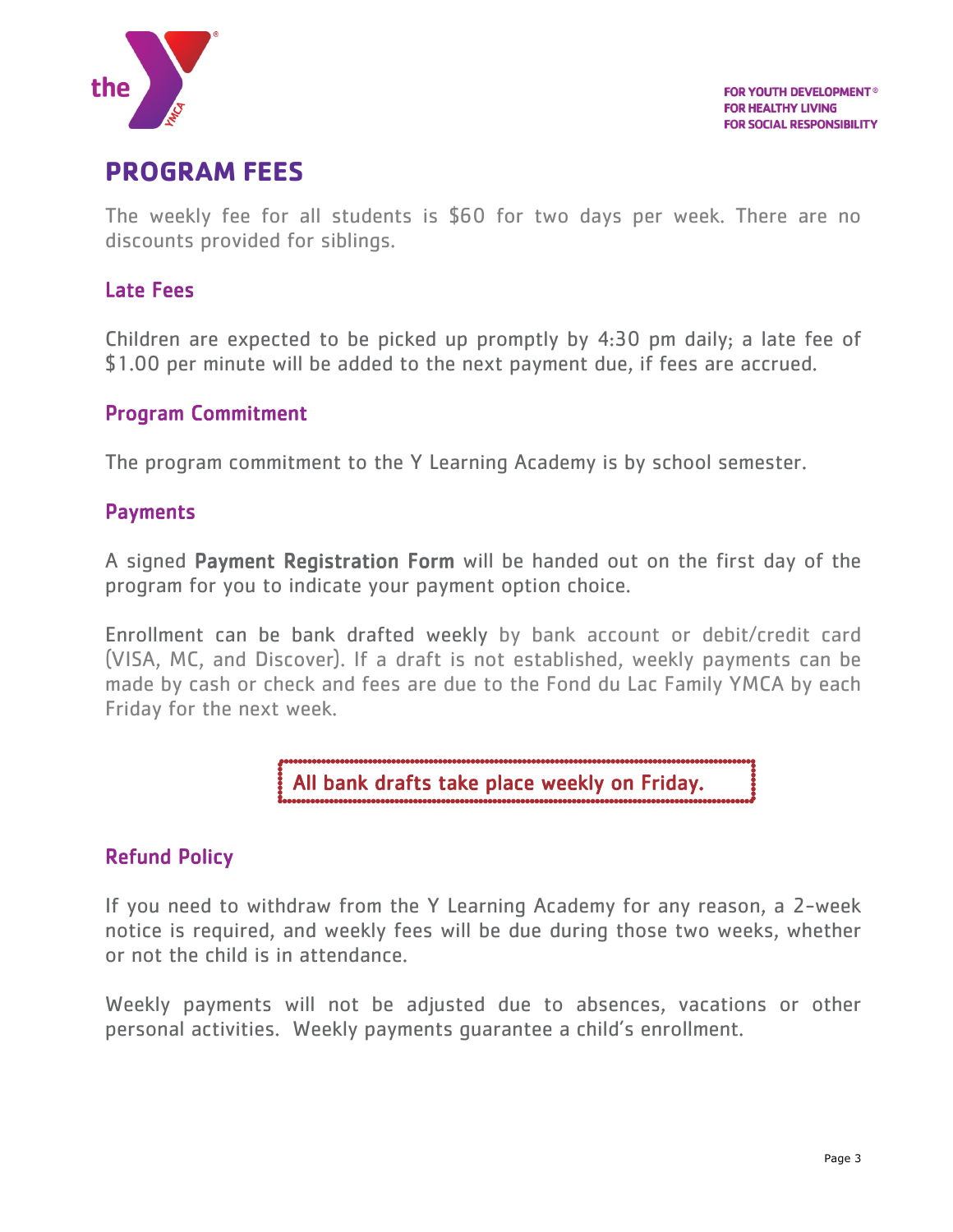# PROGRAM FEES

The weekly fee for all students is $60 for two days per week. There are no discounts provided for siblings.

## Late Fees

Children are expected to be picked up promptly by 4:30 pm daily; a late fee of $1.00 per minute will be added to the next payment due, if fees are accrued.

## Program Commitment

The program commitment to the Y Learning Academy is by school semester.

## Payments

A signed **Payment Registration Form** will be handed out on the first day of the program for you to indicate your payment option choice.

**Enrollment can be bank drafted weekly** by bank account or debit/credit card (VISA, MC, and Discover). If a draft is not established, weekly payments can be made by cash or check and fees are due to the Fond du Lac Family YMCA by each Friday for the next week.

**All bank drafts take place weekly on Friday.**

## Refund Policy

If you need to withdraw from the Y Learning Academy for any reason, a 2-week notice is required, and weekly fees will be due during those two weeks, whether or not the child is in attendance.

Weekly payments will not be adjusted due to absences, vacations or other personal activities. Weekly payments guarantee a child's enrollment.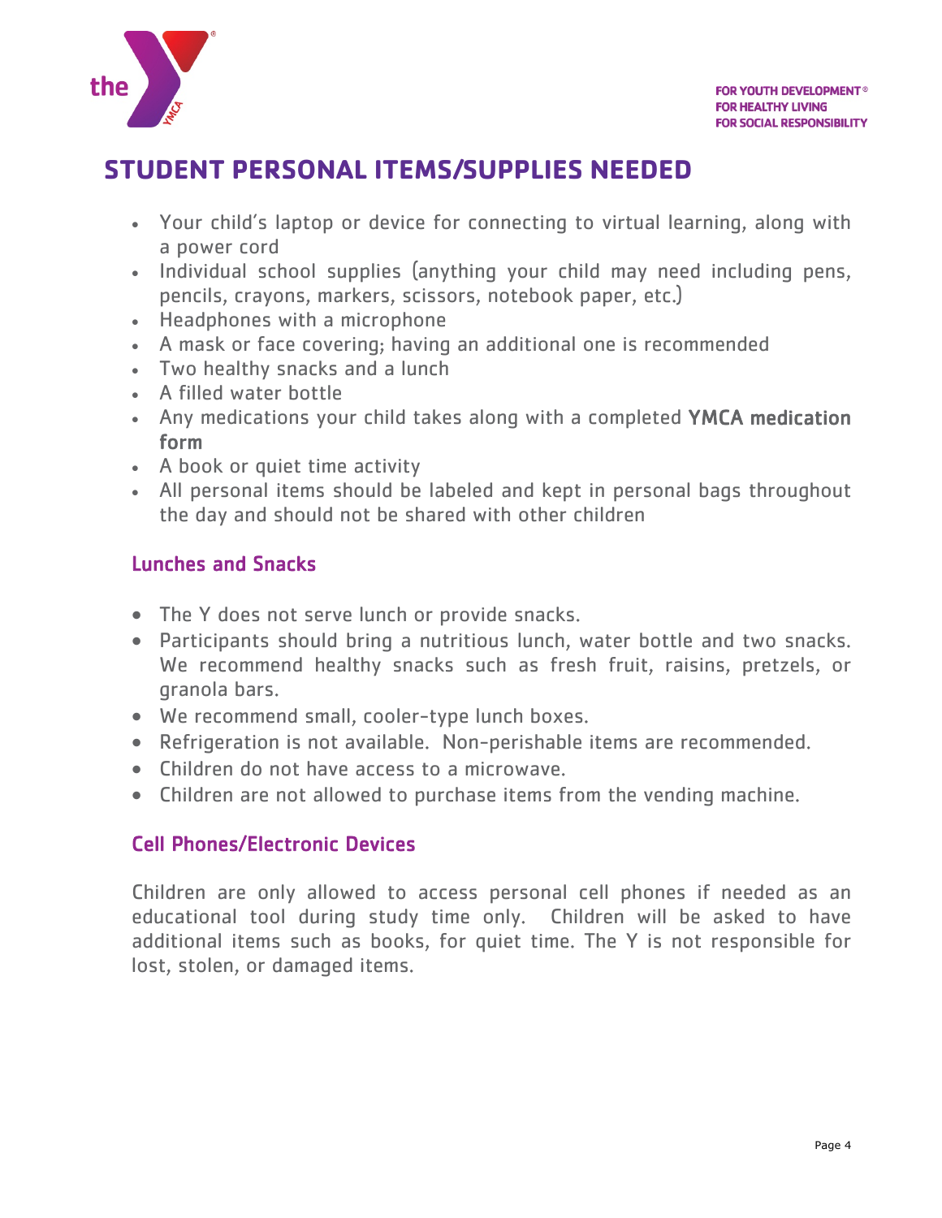## STUDENT PERSONAL ITEMS/SUPPLIES NEEDED

- Your child's laptop or device for connecting to virtual learning, along with a power cord
- Individual school supplies (anything your child may need including pens, pencils, crayons, markers, scissors, notebook paper, etc.)
- Headphones with a microphone
- A mask or face covering; having an additional one is recommended
- Two healthy snacks and a lunch
- A filled water bottle
- Any medications your child takes along with a completed **YMCA medication form**
- A book or quiet time activity
- All personal items should be labeled and kept in personal bags throughout the day and should not be shared with other children

### Lunches and Snacks

- The Y does not serve lunch or provide snacks.
- Participants should bring a nutritious lunch, water bottle and two snacks. We recommend healthy snacks such as fresh fruit, raisins, pretzels, or granola bars.
- We recommend small, cooler-type lunch boxes.
- Refrigeration is not available. Non-perishable items are recommended.
- Children do not have access to a microwave.
- Children are not allowed to purchase items from the vending machine.

### Cell Phones/Electronic Devices

Children are only allowed to access personal cell phones if needed as an educational tool during study time only. Children will be asked to have additional items such as books, for quiet time. The Y is not responsible for lost, stolen, or damaged items.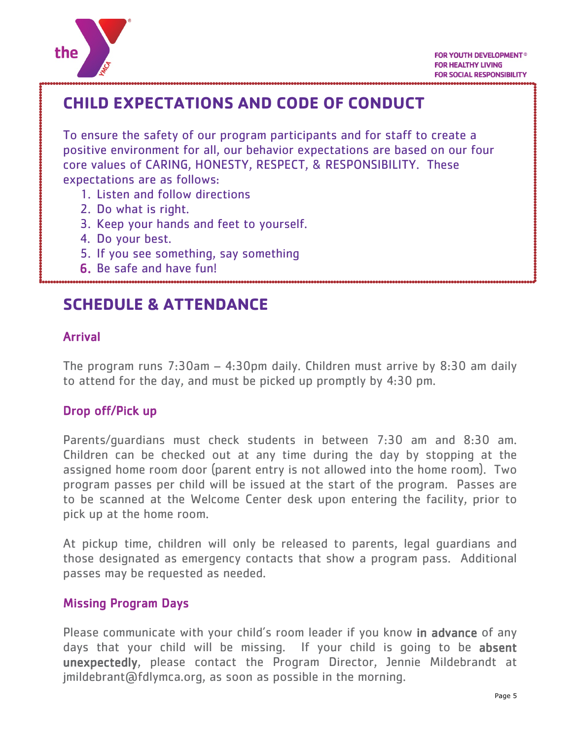# CHILD EXPECTATIONS AND CODE OF CONDUCT

To ensure the safety of our program participants and for staff to create a positive environment for all, our behavior expectations are based on our four core values of CARING, HONESTY, RESPECT, & RESPONSIBILITY. These expectations are as follows:

1. Listen and follow directions
2. Do what is right.
3. Keep your hands and feet to yourself.
4. Do your best.
5. If you see something, say something
6. Be safe and have fun!

# SCHEDULE & ATTENDANCE

## Arrival

The program runs 7:30am – 4:30pm daily. Children must arrive by 8:30 am daily to attend for the day, and must be picked up promptly by 4:30 pm.

## Drop off/Pick up

Parents/guardians must check students in between 7:30 am and 8:30 am. Children can be checked out at any time during the day by stopping at the assigned home room door (parent entry is not allowed into the home room). Two program passes per child will be issued at the start of the program. Passes are to be scanned at the Welcome Center desk upon entering the facility, prior to pick up at the home room.

At pickup time, children will only be released to parents, legal guardians and those designated as emergency contacts that show a program pass. Additional passes may be requested as needed.

## Missing Program Days

Please communicate with your child's room leader if you know **in advance** of any days that your child will be missing. If your child is going to be **absent unexpectedly**, please contact the Program Director, Jennie Mildebrandt at jmildebrant@fdlymca.org, as soon as possible in the morning.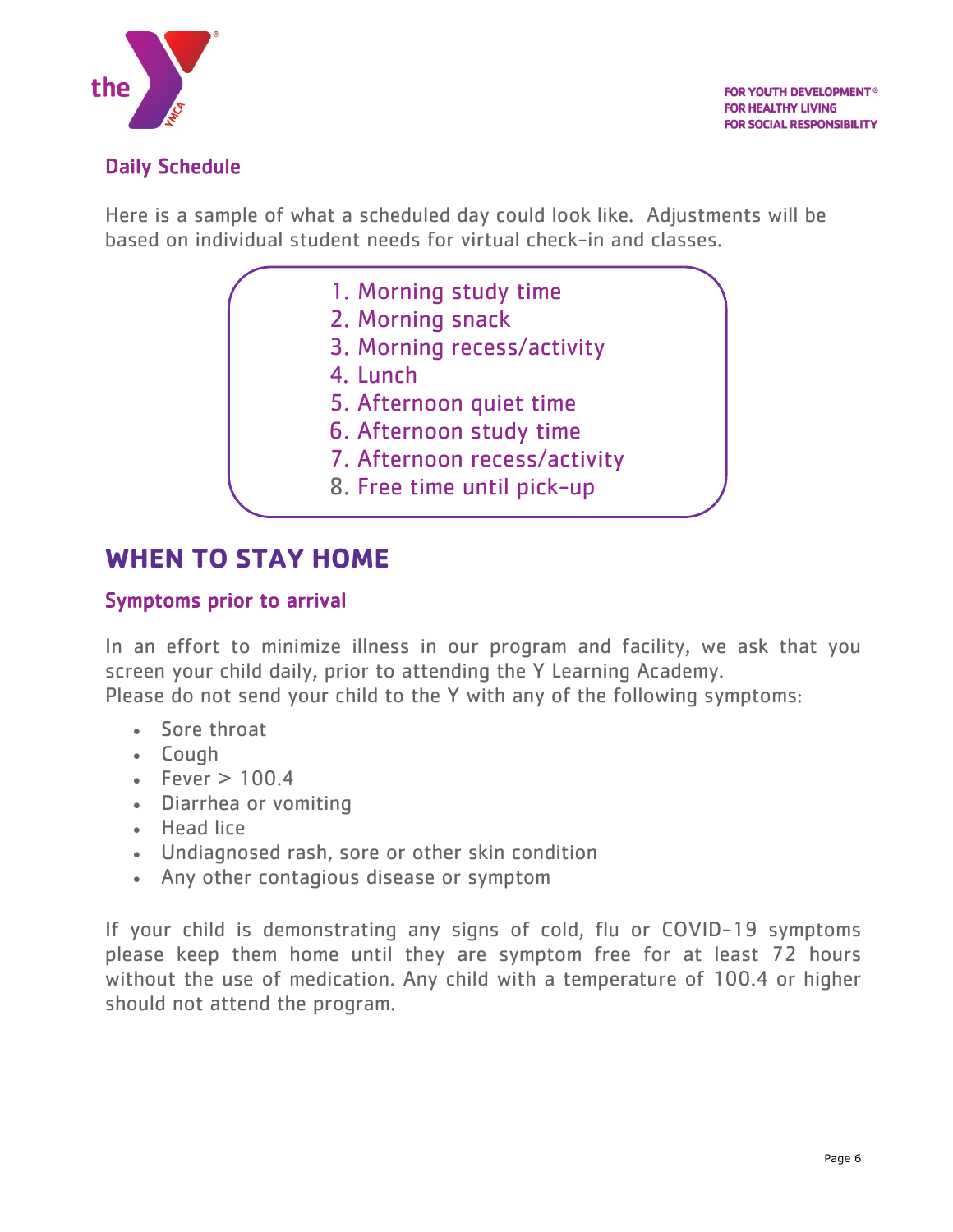### Daily Schedule

Here is a sample of what a scheduled day could look like. Adjustments will be based on individual student needs for virtual check-in and classes.

1. Morning study time
2. Morning snack
3. Morning recess/activity
4. Lunch
5. Afternoon quiet time
6. Afternoon study time
7. Afternoon recess/activity
8. Free time until pick-up

## WHEN TO STAY HOME

### Symptoms prior to arrival

In an effort to minimize illness in our program and facility, we ask that you screen your child daily, prior to attending the Y Learning Academy.
Please do not send your child to the Y with any of the following symptoms:

- Sore throat
- Cough
- Fever > 100.4
- Diarrhea or vomiting
- Head lice
- Undiagnosed rash, sore or other skin condition
- Any other contagious disease or symptom

If your child is demonstrating any signs of cold, flu or COVID-19 symptoms please keep them home until they are symptom free for at least 72 hours without the use of medication. Any child with a temperature of 100.4 or higher should not attend the program.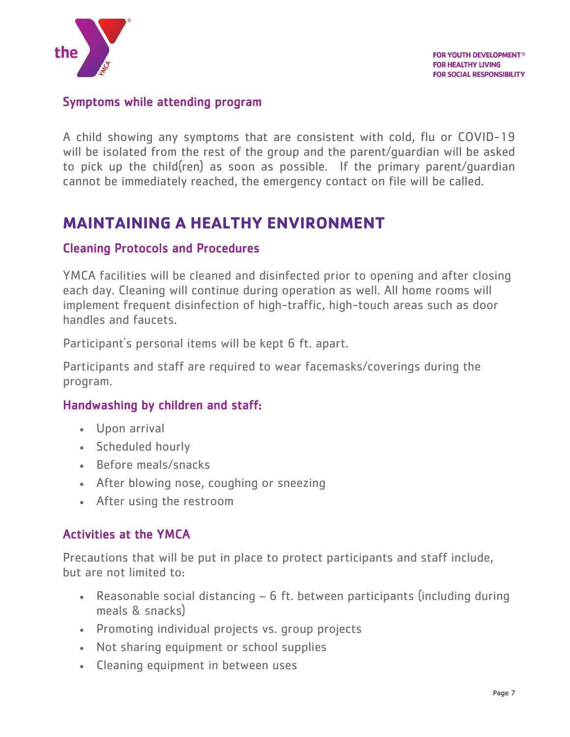### Symptoms while attending program

A child showing any symptoms that are consistent with cold, flu or COVID-19 will be isolated from the rest of the group and the parent/guardian will be asked to pick up the child(ren) as soon as possible. If the primary parent/guardian cannot be immediately reached, the emergency contact on file will be called.

## MAINTAINING A HEALTHY ENVIRONMENT

### Cleaning Protocols and Procedures

YMCA facilities will be cleaned and disinfected prior to opening and after closing each day. Cleaning will continue during operation as well. All home rooms will implement frequent disinfection of high-traffic, high-touch areas such as door handles and faucets.

Participant's personal items will be kept 6 ft. apart.

Participants and staff are required to wear facemasks/coverings during the program.

### Handwashing by children and staff:

- Upon arrival
- Scheduled hourly
- Before meals/snacks
- After blowing nose, coughing or sneezing
- After using the restroom

### Activities at the YMCA

Precautions that will be put in place to protect participants and staff include, but are not limited to:

- Reasonable social distancing – 6 ft. between participants (including during meals & snacks)
- Promoting individual projects vs. group projects
- Not sharing equipment or school supplies
- Cleaning equipment in between uses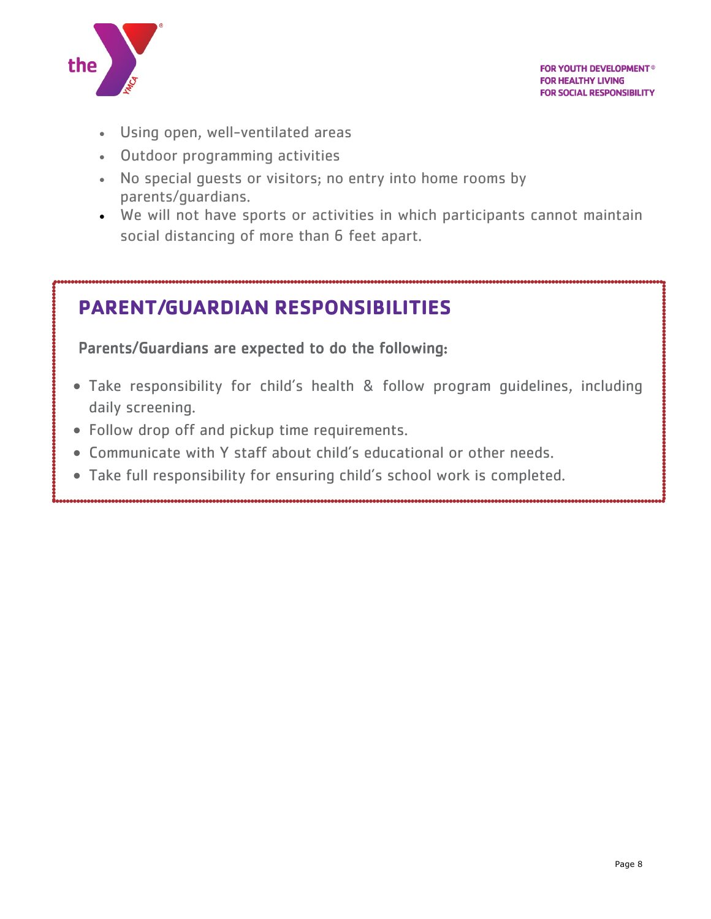- Using open, well-ventilated areas
- Outdoor programming activities
- No special guests or visitors; no entry into home rooms by parents/guardians.
- We will not have sports or activities in which participants cannot maintain social distancing of more than 6 feet apart.

## PARENT/GUARDIAN RESPONSIBILITIES

Parents/Guardians are expected to do the following:

- Take responsibility for child's health & follow program guidelines, including daily screening.
- Follow drop off and pickup time requirements.
- Communicate with Y staff about child's educational or other needs.
- Take full responsibility for ensuring child's school work is completed.